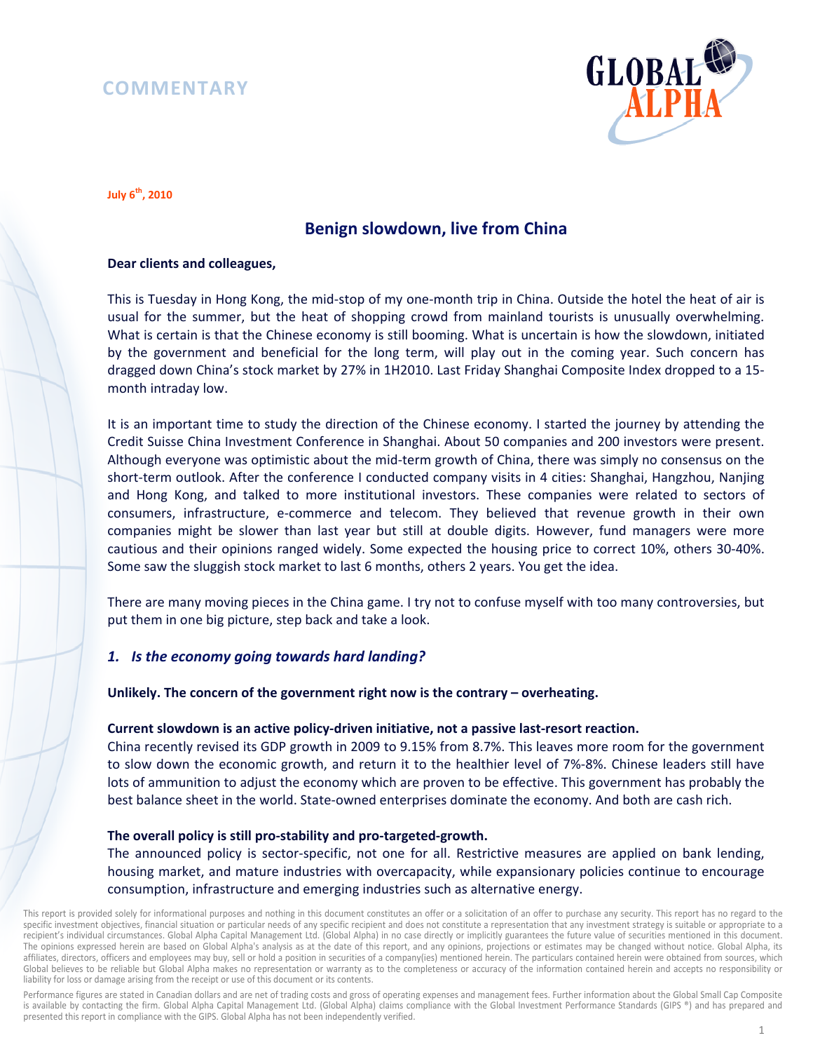COMMENTARY

GLOBAL ALPHA

**July 6th, 2010**

## Benign slowdown, live from China

**Dear clients and colleagues,**

This is Tuesday in Hong Kong, the mid-stop of my one-month trip in China. Outside the hotel the heat of air is usual for the summer, but the heat of shopping crowd from mainland tourists is unusually overwhelming. What is certain is that the Chinese economy is still booming. What is uncertain is how the slowdown, initiated by the government and beneficial for the long term, will play out in the coming year. Such concern has dragged down China's stock market by 27% in 1H2010. Last Friday Shanghai Composite Index dropped to a 15-month intraday low.

It is an important time to study the direction of the Chinese economy. I started the journey by attending the Credit Suisse China Investment Conference in Shanghai. About 50 companies and 200 investors were present. Although everyone was optimistic about the mid-term growth of China, there was simply no consensus on the short-term outlook. After the conference I conducted company visits in 4 cities: Shanghai, Hangzhou, Nanjing and Hong Kong, and talked to more institutional investors. These companies were related to sectors of consumers, infrastructure, e-commerce and telecom. They believed that revenue growth in their own companies might be slower than last year but still at double digits. However, fund managers were more cautious and their opinions ranged widely. Some expected the housing price to correct 10%, others 30-40%. Some saw the sluggish stock market to last 6 months, others 2 years. You get the idea.

There are many moving pieces in the China game. I try not to confuse myself with too many controversies, but put them in one big picture, step back and take a look.

### *1. Is the economy going towards hard landing?*

**Unlikely. The concern of the government right now is the contrary – overheating.**

**Current slowdown is an active policy-driven initiative, not a passive last-resort reaction.**
China recently revised its GDP growth in 2009 to 9.15% from 8.7%. This leaves more room for the government to slow down the economic growth, and return it to the healthier level of 7%-8%. Chinese leaders still have lots of ammunition to adjust the economy which are proven to be effective. This government has probably the best balance sheet in the world. State-owned enterprises dominate the economy. And both are cash rich.

**The overall policy is still pro-stability and pro-targeted-growth.**
The announced policy is sector-specific, not one for all. Restrictive measures are applied on bank lending, housing market, and mature industries with overcapacity, while expansionary policies continue to encourage consumption, infrastructure and emerging industries such as alternative energy.

This report is provided solely for informational purposes and nothing in this document constitutes an offer or a solicitation of an offer to purchase any security. This report has no regard to the specific investment objectives, financial situation or particular needs of any specific recipient and does not constitute a representation that any investment strategy is suitable or appropriate to a recipient's individual circumstances. Global Alpha Capital Management Ltd. (Global Alpha) in no case directly or implicitly guarantees the future value of securities mentioned in this document. The opinions expressed herein are based on Global Alpha's analysis as at the date of this report, and any opinions, projections or estimates may be changed without notice. Global Alpha, its affiliates, directors, officers and employees may buy, sell or hold a position in securities of a company(ies) mentioned herein. The particulars contained herein were obtained from sources, which Global believes to be reliable but Global Alpha makes no representation or warranty as to the completeness or accuracy of the information contained herein and accepts no responsibility or liability for loss or damage arising from the receipt or use of this document or its contents.

Performance figures are stated in Canadian dollars and are net of trading costs and gross of operating expenses and management fees. Further information about the Global Small Cap Composite is available by contacting the firm. Global Alpha Capital Management Ltd. (Global Alpha) claims compliance with the Global Investment Performance Standards (GIPS ®) and has prepared and presented this report in compliance with the GIPS. Global Alpha has not been independently verified.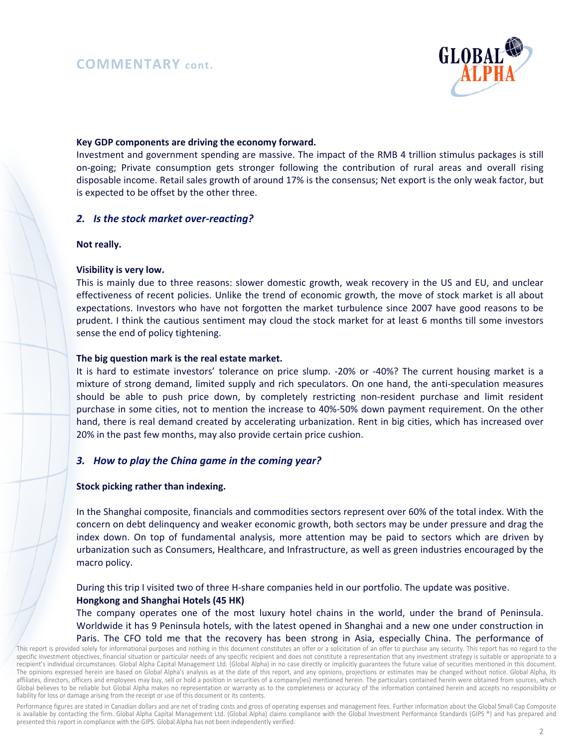## COMMENTARY cont.

**Key GDP components are driving the economy forward.**

Investment and government spending are massive. The impact of the RMB 4 trillion stimulus packages is still on-going; Private consumption gets stronger following the contribution of rural areas and overall rising disposable income. Retail sales growth of around 17% is the consensus; Net export is the only weak factor, but is expected to be offset by the other three.

### *2. Is the stock market over-reacting?*

**Not really.**

**Visibility is very low.**

This is mainly due to three reasons: slower domestic growth, weak recovery in the US and EU, and unclear effectiveness of recent policies. Unlike the trend of economic growth, the move of stock market is all about expectations. Investors who have not forgotten the market turbulence since 2007 have good reasons to be prudent. I think the cautious sentiment may cloud the stock market for at least 6 months till some investors sense the end of policy tightening.

**The big question mark is the real estate market.**

It is hard to estimate investors' tolerance on price slump. -20% or -40%? The current housing market is a mixture of strong demand, limited supply and rich speculators. On one hand, the anti-speculation measures should be able to push price down, by completely restricting non-resident purchase and limit resident purchase in some cities, not to mention the increase to 40%-50% down payment requirement. On the other hand, there is real demand created by accelerating urbanization. Rent in big cities, which has increased over 20% in the past few months, may also provide certain price cushion.

### *3. How to play the China game in the coming year?*

**Stock picking rather than indexing.**

In the Shanghai composite, financials and commodities sectors represent over 60% of the total index. With the concern on debt delinquency and weaker economic growth, both sectors may be under pressure and drag the index down. On top of fundamental analysis, more attention may be paid to sectors which are driven by urbanization such as Consumers, Healthcare, and Infrastructure, as well as green industries encouraged by the macro policy.

During this trip I visited two of three H-share companies held in our portfolio. The update was positive.

**Hongkong and Shanghai Hotels (45 HK)**

The company operates one of the most luxury hotel chains in the world, under the brand of Peninsula. Worldwide it has 9 Peninsula hotels, with the latest opened in Shanghai and a new one under construction in Paris. The CFO told me that the recovery has been strong in Asia, especially China. The performance of

This report is provided solely for informational purposes and nothing in this document constitutes an offer or a solicitation of an offer to purchase any security. This report has no regard to the specific investment objectives, financial situation or particular needs of any specific recipient and does not constitute a representation that any investment strategy is suitable or appropriate to a recipient's individual circumstances. Global Alpha Capital Management Ltd. (Global Alpha) in no case directly or implicitly guarantees the future value of securities mentioned in this document. The opinions expressed herein are based on Global Alpha's analysis as at the date of this report, and any opinions, projections or estimates may be changed without notice. Global Alpha, its affiliates, directors, officers and employees may buy, sell or hold a position in securities of a company(ies) mentioned herein. The particulars contained herein were obtained from sources, which Global believes to be reliable but Global Alpha makes no representation or warranty as to the completeness or accuracy of the information contained herein and accepts no responsibility or liability for loss or damage arising from the receipt or use of this document or its contents.

Performance figures are stated in Canadian dollars and are net of trading costs and gross of operating expenses and management fees. Further information about the Global Small Cap Composite is available by contacting the firm. Global Alpha Capital Management Ltd. (Global Alpha) claims compliance with the Global Investment Performance Standards (GIPS ®) and has prepared and presented this report in compliance with the GIPS. Global Alpha has not been independently verified.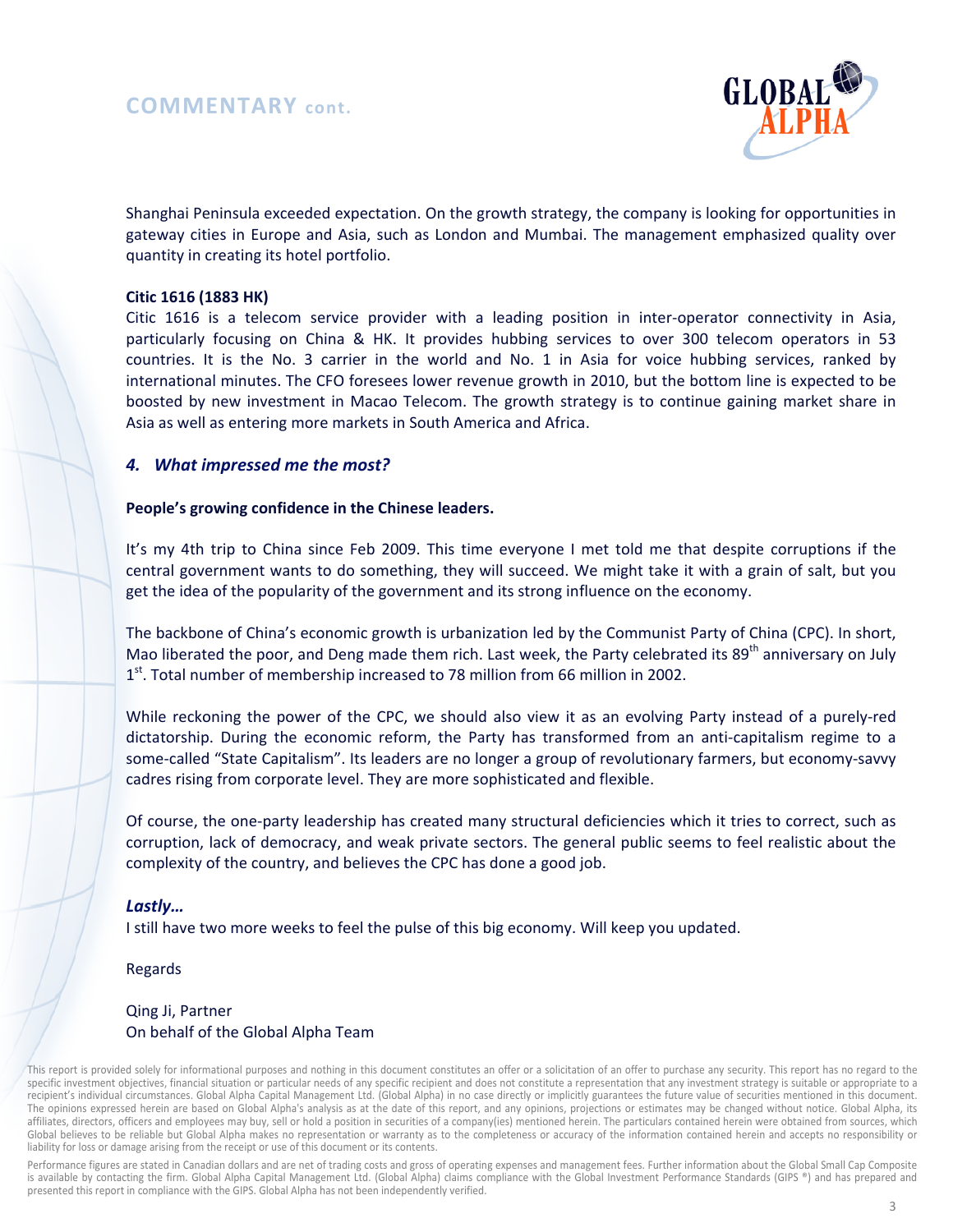Shanghai Peninsula exceeded expectation. On the growth strategy, the company is looking for opportunities in gateway cities in Europe and Asia, such as London and Mumbai. The management emphasized quality over quantity in creating its hotel portfolio.

**Citic 1616 (1883 HK)**

Citic 1616 is a telecom service provider with a leading position in inter-operator connectivity in Asia, particularly focusing on China & HK. It provides hubbing services to over 300 telecom operators in 53 countries. It is the No. 3 carrier in the world and No. 1 in Asia for voice hubbing services, ranked by international minutes. The CFO foresees lower revenue growth in 2010, but the bottom line is expected to be boosted by new investment in Macao Telecom. The growth strategy is to continue gaining market share in Asia as well as entering more markets in South America and Africa.

### *4. What impressed me the most?*

**People's growing confidence in the Chinese leaders.**

It's my 4th trip to China since Feb 2009. This time everyone I met told me that despite corruptions if the central government wants to do something, they will succeed. We might take it with a grain of salt, but you get the idea of the popularity of the government and its strong influence on the economy.

The backbone of China's economic growth is urbanization led by the Communist Party of China (CPC). In short, Mao liberated the poor, and Deng made them rich. Last week, the Party celebrated its 89th anniversary on July 1st. Total number of membership increased to 78 million from 66 million in 2002.

While reckoning the power of the CPC, we should also view it as an evolving Party instead of a purely-red dictatorship. During the economic reform, the Party has transformed from an anti-capitalism regime to a some-called "State Capitalism". Its leaders are no longer a group of revolutionary farmers, but economy-savvy cadres rising from corporate level. They are more sophisticated and flexible.

Of course, the one-party leadership has created many structural deficiencies which it tries to correct, such as corruption, lack of democracy, and weak private sectors. The general public seems to feel realistic about the complexity of the country, and believes the CPC has done a good job.

### *Lastly…*

I still have two more weeks to feel the pulse of this big economy. Will keep you updated.

Regards

Qing Ji, Partner
On behalf of the Global Alpha Team

This report is provided solely for informational purposes and nothing in this document constitutes an offer or a solicitation of an offer to purchase any security. This report has no regard to the specific investment objectives, financial situation or particular needs of any specific recipient and does not constitute a representation that any investment strategy is suitable or appropriate to a recipient's individual circumstances. Global Alpha Capital Management Ltd. (Global Alpha) in no case directly or implicitly guarantees the future value of securities mentioned in this document. The opinions expressed herein are based on Global Alpha's analysis as at the date of this report, and any opinions, projections or estimates may be changed without notice. Global Alpha, its affiliates, directors, officers and employees may buy, sell or hold a position in securities of a company(ies) mentioned herein. The particulars contained herein were obtained from sources, which Global believes to be reliable but Global Alpha makes no representation or warranty as to the completeness or accuracy of the information contained herein and accepts no responsibility or liability for loss or damage arising from the receipt or use of this document or its contents.

Performance figures are stated in Canadian dollars and are net of trading costs and gross of operating expenses and management fees. Further information about the Global Small Cap Composite is available by contacting the firm. Global Alpha Capital Management Ltd. (Global Alpha) claims compliance with the Global Investment Performance Standards (GIPS ®) and has prepared and presented this report in compliance with the GIPS. Global Alpha has not been independently verified.